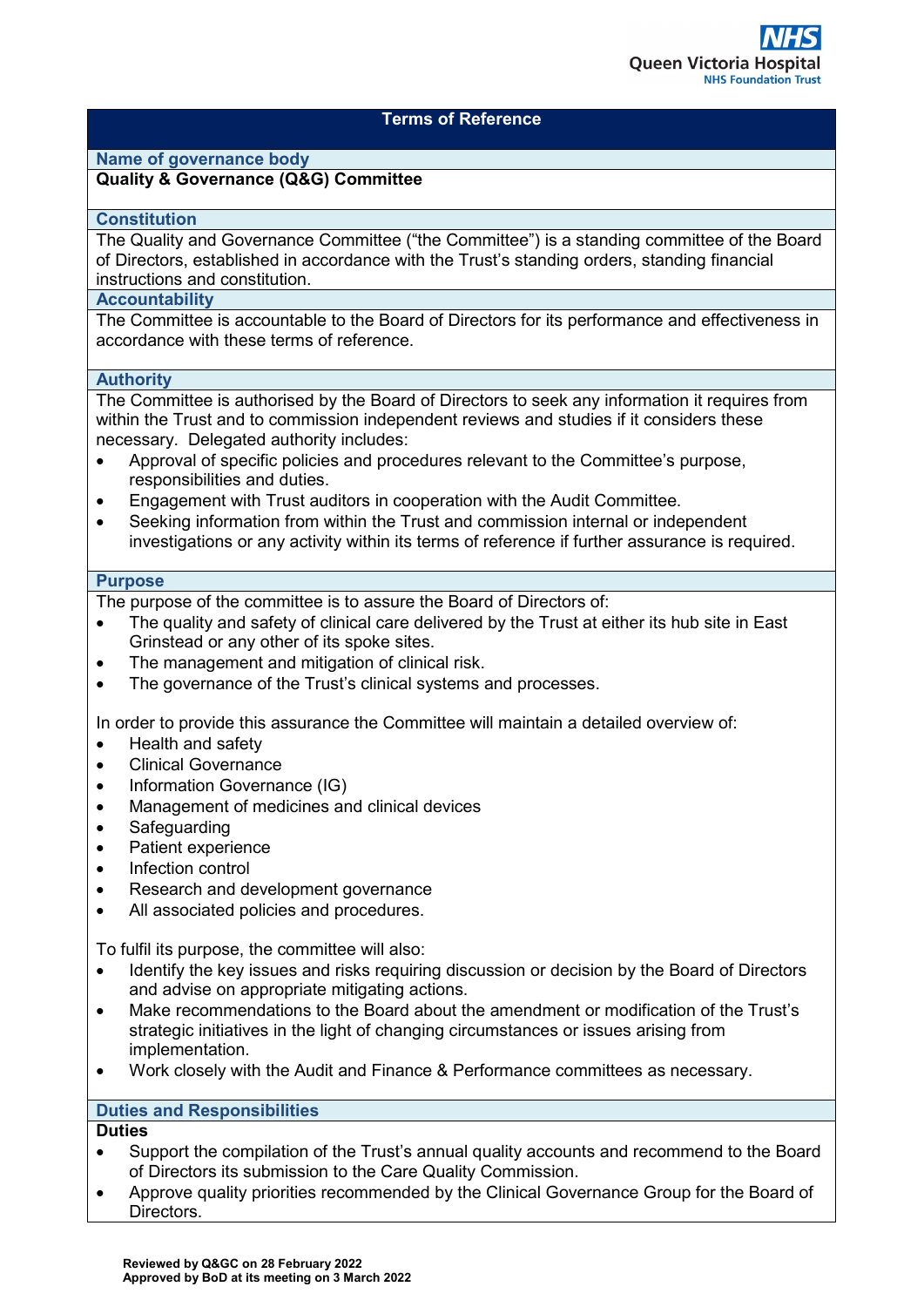# Terms of Reference

## Name of governance body

**Quality & Governance (Q&G) Committee**

## Constitution

The Quality and Governance Committee ("the Committee") is a standing committee of the Board of Directors, established in accordance with the Trust's standing orders, standing financial instructions and constitution.

## Accountability

The Committee is accountable to the Board of Directors for its performance and effectiveness in accordance with these terms of reference.

## Authority

The Committee is authorised by the Board of Directors to seek any information it requires from within the Trust and to commission independent reviews and studies if it considers these necessary. Delegated authority includes:

- Approval of specific policies and procedures relevant to the Committee's purpose, responsibilities and duties.
- Engagement with Trust auditors in cooperation with the Audit Committee.
- Seeking information from within the Trust and commission internal or independent investigations or any activity within its terms of reference if further assurance is required.

## Purpose

The purpose of the committee is to assure the Board of Directors of:

- The quality and safety of clinical care delivered by the Trust at either its hub site in East Grinstead or any other of its spoke sites.
- The management and mitigation of clinical risk.
- The governance of the Trust's clinical systems and processes.

In order to provide this assurance the Committee will maintain a detailed overview of:

- Health and safety
- Clinical Governance
- Information Governance (IG)
- Management of medicines and clinical devices
- Safeguarding
- Patient experience
- Infection control
- Research and development governance
- All associated policies and procedures.

To fulfil its purpose, the committee will also:

- Identify the key issues and risks requiring discussion or decision by the Board of Directors and advise on appropriate mitigating actions.
- Make recommendations to the Board about the amendment or modification of the Trust's strategic initiatives in the light of changing circumstances or issues arising from implementation.
- Work closely with the Audit and Finance & Performance committees as necessary.

## Duties and Responsibilities

**Duties**

- Support the compilation of the Trust's annual quality accounts and recommend to the Board of Directors its submission to the Care Quality Commission.
- Approve quality priorities recommended by the Clinical Governance Group for the Board of Directors.

**Reviewed by Q&GC on 28 February 2022**
**Approved by BoD at its meeting on 3 March 2022**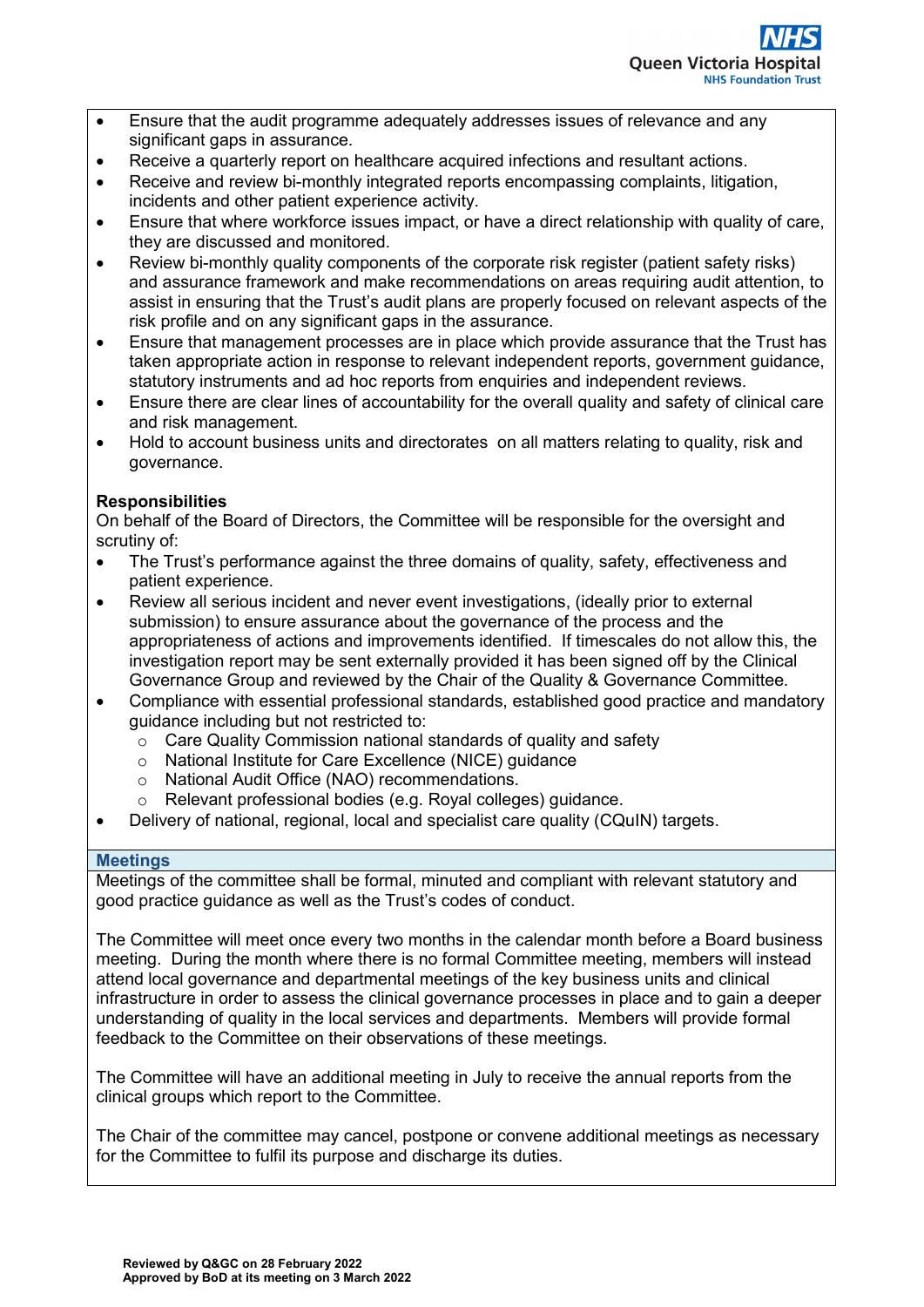- Ensure that the audit programme adequately addresses issues of relevance and any significant gaps in assurance.
- Receive a quarterly report on healthcare acquired infections and resultant actions.
- Receive and review bi-monthly integrated reports encompassing complaints, litigation, incidents and other patient experience activity.
- Ensure that where workforce issues impact, or have a direct relationship with quality of care, they are discussed and monitored.
- Review bi-monthly quality components of the corporate risk register (patient safety risks) and assurance framework and make recommendations on areas requiring audit attention, to assist in ensuring that the Trust's audit plans are properly focused on relevant aspects of the risk profile and on any significant gaps in the assurance.
- Ensure that management processes are in place which provide assurance that the Trust has taken appropriate action in response to relevant independent reports, government guidance, statutory instruments and ad hoc reports from enquiries and independent reviews.
- Ensure there are clear lines of accountability for the overall quality and safety of clinical care and risk management.
- Hold to account business units and directorates on all matters relating to quality, risk and governance.

**Responsibilities**

On behalf of the Board of Directors, the Committee will be responsible for the oversight and scrutiny of:

- The Trust's performance against the three domains of quality, safety, effectiveness and patient experience.
- Review all serious incident and never event investigations, (ideally prior to external submission) to ensure assurance about the governance of the process and the appropriateness of actions and improvements identified. If timescales do not allow this, the investigation report may be sent externally provided it has been signed off by the Clinical Governance Group and reviewed by the Chair of the Quality & Governance Committee.
- Compliance with essential professional standards, established good practice and mandatory guidance including but not restricted to:
  - Care Quality Commission national standards of quality and safety
  - National Institute for Care Excellence (NICE) guidance
  - National Audit Office (NAO) recommendations.
  - Relevant professional bodies (e.g. Royal colleges) guidance.
- Delivery of national, regional, local and specialist care quality (CQuIN) targets.

## Meetings

Meetings of the committee shall be formal, minuted and compliant with relevant statutory and good practice guidance as well as the Trust's codes of conduct.

The Committee will meet once every two months in the calendar month before a Board business meeting. During the month where there is no formal Committee meeting, members will instead attend local governance and departmental meetings of the key business units and clinical infrastructure in order to assess the clinical governance processes in place and to gain a deeper understanding of quality in the local services and departments. Members will provide formal feedback to the Committee on their observations of these meetings.

The Committee will have an additional meeting in July to receive the annual reports from the clinical groups which report to the Committee.

The Chair of the committee may cancel, postpone or convene additional meetings as necessary for the Committee to fulfil its purpose and discharge its duties.

**Reviewed by Q&GC on 28 February 2022**
**Approved by BoD at its meeting on 3 March 2022**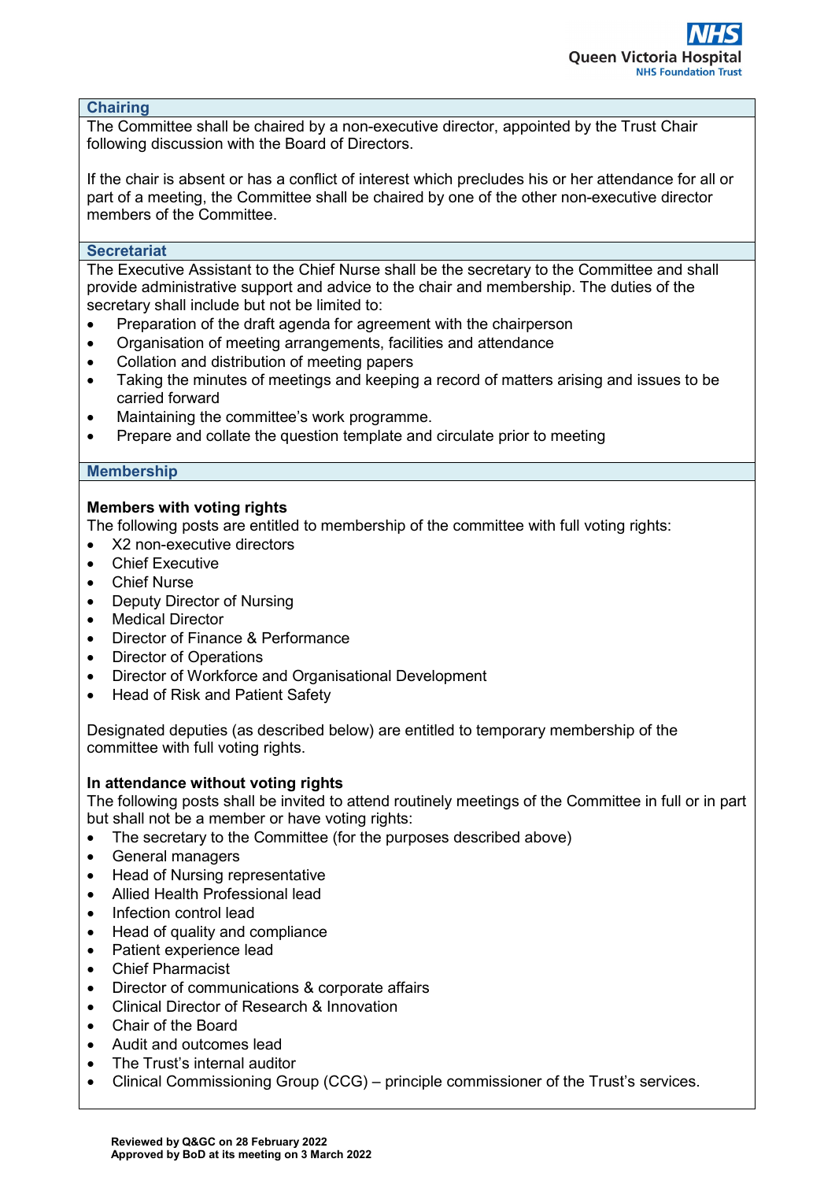## Chairing

The Committee shall be chaired by a non-executive director, appointed by the Trust Chair following discussion with the Board of Directors.

If the chair is absent or has a conflict of interest which precludes his or her attendance for all or part of a meeting, the Committee shall be chaired by one of the other non-executive director members of the Committee.

## Secretariat

The Executive Assistant to the Chief Nurse shall be the secretary to the Committee and shall provide administrative support and advice to the chair and membership. The duties of the secretary shall include but not be limited to:

- Preparation of the draft agenda for agreement with the chairperson
- Organisation of meeting arrangements, facilities and attendance
- Collation and distribution of meeting papers
- Taking the minutes of meetings and keeping a record of matters arising and issues to be carried forward
- Maintaining the committee's work programme.
- Prepare and collate the question template and circulate prior to meeting

## Membership

**Members with voting rights**

The following posts are entitled to membership of the committee with full voting rights:

- X2 non-executive directors
- Chief Executive
- Chief Nurse
- Deputy Director of Nursing
- Medical Director
- Director of Finance & Performance
- Director of Operations
- Director of Workforce and Organisational Development
- Head of Risk and Patient Safety

Designated deputies (as described below) are entitled to temporary membership of the committee with full voting rights.

**In attendance without voting rights**

The following posts shall be invited to attend routinely meetings of the Committee in full or in part but shall not be a member or have voting rights:

- The secretary to the Committee (for the purposes described above)
- General managers
- Head of Nursing representative
- Allied Health Professional lead
- Infection control lead
- Head of quality and compliance
- Patient experience lead
- Chief Pharmacist
- Director of communications & corporate affairs
- Clinical Director of Research & Innovation
- Chair of the Board
- Audit and outcomes lead
- The Trust's internal auditor
- Clinical Commissioning Group (CCG) – principle commissioner of the Trust's services.

**Reviewed by Q&GC on 28 February 2022**
**Approved by BoD at its meeting on 3 March 2022**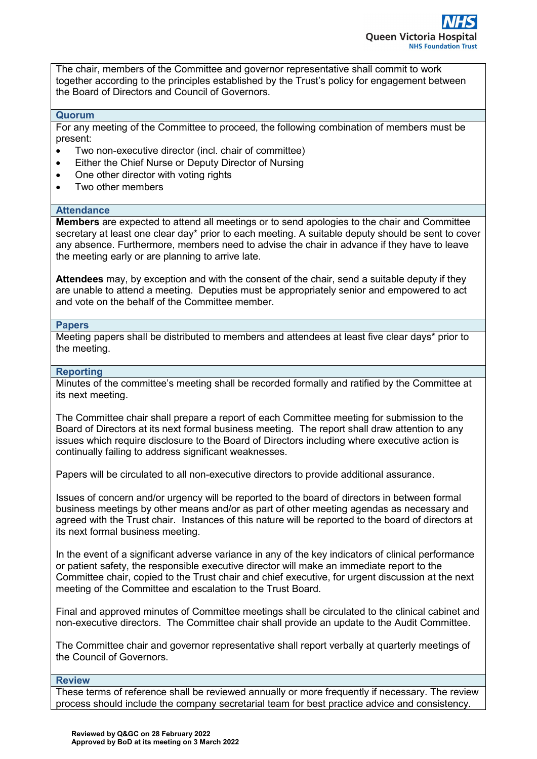The chair, members of the Committee and governor representative shall commit to work together according to the principles established by the Trust's policy for engagement between the Board of Directors and Council of Governors.

## Quorum

For any meeting of the Committee to proceed, the following combination of members must be present:

- Two non-executive director (incl. chair of committee)
- Either the Chief Nurse or Deputy Director of Nursing
- One other director with voting rights
- Two other members

## Attendance

**Members** are expected to attend all meetings or to send apologies to the chair and Committee secretary at least one clear day* prior to each meeting. A suitable deputy should be sent to cover any absence. Furthermore, members need to advise the chair in advance if they have to leave the meeting early or are planning to arrive late.

**Attendees** may, by exception and with the consent of the chair, send a suitable deputy if they are unable to attend a meeting. Deputies must be appropriately senior and empowered to act and vote on the behalf of the Committee member.

## Papers

Meeting papers shall be distributed to members and attendees at least five clear days* prior to the meeting.

## Reporting

Minutes of the committee's meeting shall be recorded formally and ratified by the Committee at its next meeting.

The Committee chair shall prepare a report of each Committee meeting for submission to the Board of Directors at its next formal business meeting. The report shall draw attention to any issues which require disclosure to the Board of Directors including where executive action is continually failing to address significant weaknesses.

Papers will be circulated to all non-executive directors to provide additional assurance.

Issues of concern and/or urgency will be reported to the board of directors in between formal business meetings by other means and/or as part of other meeting agendas as necessary and agreed with the Trust chair. Instances of this nature will be reported to the board of directors at its next formal business meeting.

In the event of a significant adverse variance in any of the key indicators of clinical performance or patient safety, the responsible executive director will make an immediate report to the Committee chair, copied to the Trust chair and chief executive, for urgent discussion at the next meeting of the Committee and escalation to the Trust Board.

Final and approved minutes of Committee meetings shall be circulated to the clinical cabinet and non-executive directors. The Committee chair shall provide an update to the Audit Committee.

The Committee chair and governor representative shall report verbally at quarterly meetings of the Council of Governors.

## Review

These terms of reference shall be reviewed annually or more frequently if necessary. The review process should include the company secretarial team for best practice advice and consistency.

**Reviewed by Q&GC on 28 February 2022**
**Approved by BoD at its meeting on 3 March 2022**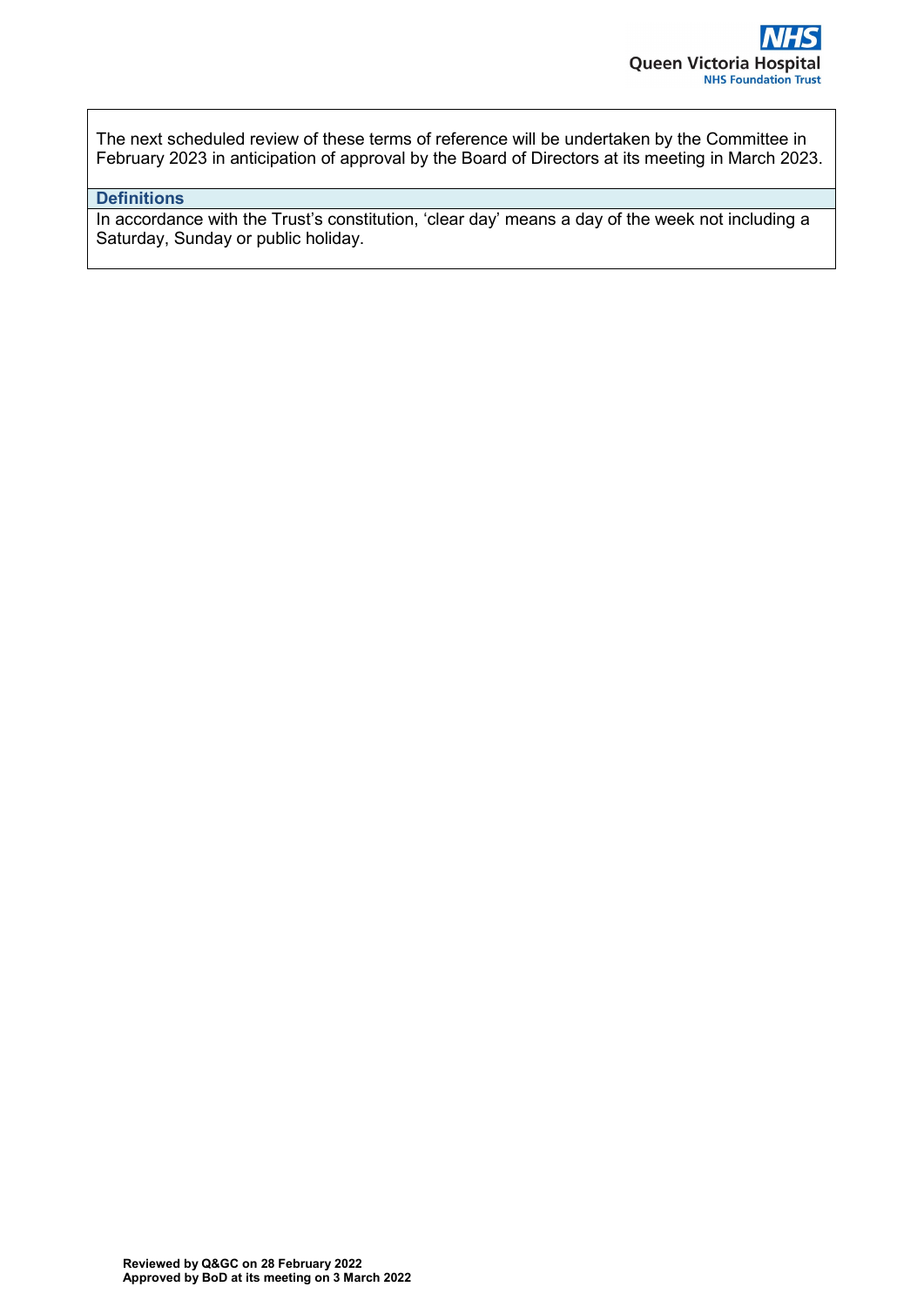The next scheduled review of these terms of reference will be undertaken by the Committee in February 2023 in anticipation of approval by the Board of Directors at its meeting in March 2023.

## Definitions

In accordance with the Trust's constitution, 'clear day' means a day of the week not including a Saturday, Sunday or public holiday.

**Reviewed by Q&GC on 28 February 2022**
**Approved by BoD at its meeting on 3 March 2022**